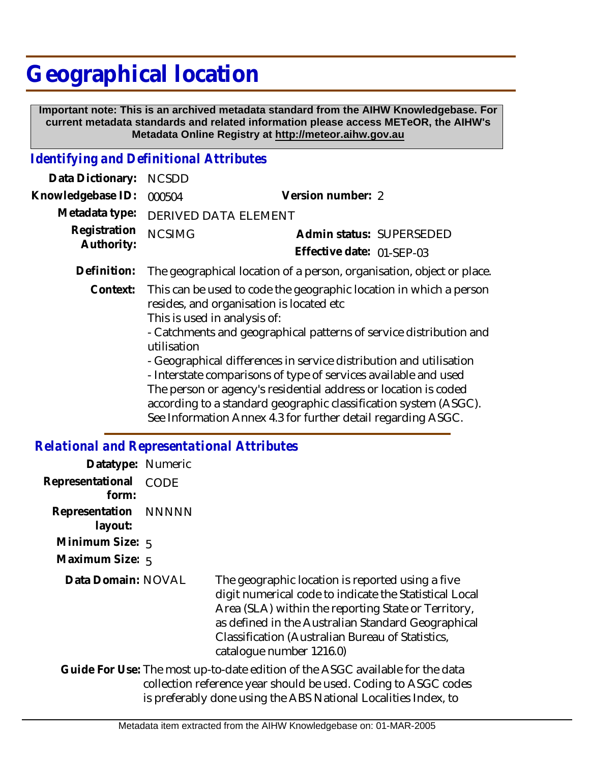# Geographical location

**Important note: This is an archived metadata standard from the AIHW Knowledgebase. For current metadata standards and related information please access METeOR, the AIHW's Metadata Online Registry at http://meteor.aihw.gov.au**

## *Identifying and Definitional Attributes*

**Data Dictionary:** NCSDD

**Knowledgebase ID:** 000504 **Version number:** 2

**Metadata type:** DERIVED DATA ELEMENT

**Registration Authority:** NCSIMG **Admin status:** SUPERSEDED

**Effective date:** 01-SEP-03

**Definition:** The geographical location of a person, organisation, object or place.

**Context:** This can be used to code the geographic location in which a person resides, and organisation is located etc
This is used in analysis of:
- Catchments and geographical patterns of service distribution and utilisation
- Geographical differences in service distribution and utilisation
- Interstate comparisons of type of services available and used
The person or agency's residential address or location is coded according to a standard geographic classification system (ASGC). See Information Annex 4.3 for further detail regarding ASGC.

## *Relational and Representational Attributes*

**Datatype:** Numeric

**Representational form:** CODE

**Representation layout:** NNNNN

**Minimum Size:** 5

**Maximum Size:** 5

**Data Domain:** NOVAL The geographic location is reported using a five digit numerical code to indicate the Statistical Local Area (SLA) within the reporting State or Territory, as defined in the Australian Standard Geographical Classification (Australian Bureau of Statistics, catalogue number 1216.0)

**Guide For Use:** The most up-to-date edition of the ASGC available for the data collection reference year should be used. Coding to ASGC codes is preferably done using the ABS National Localities Index, to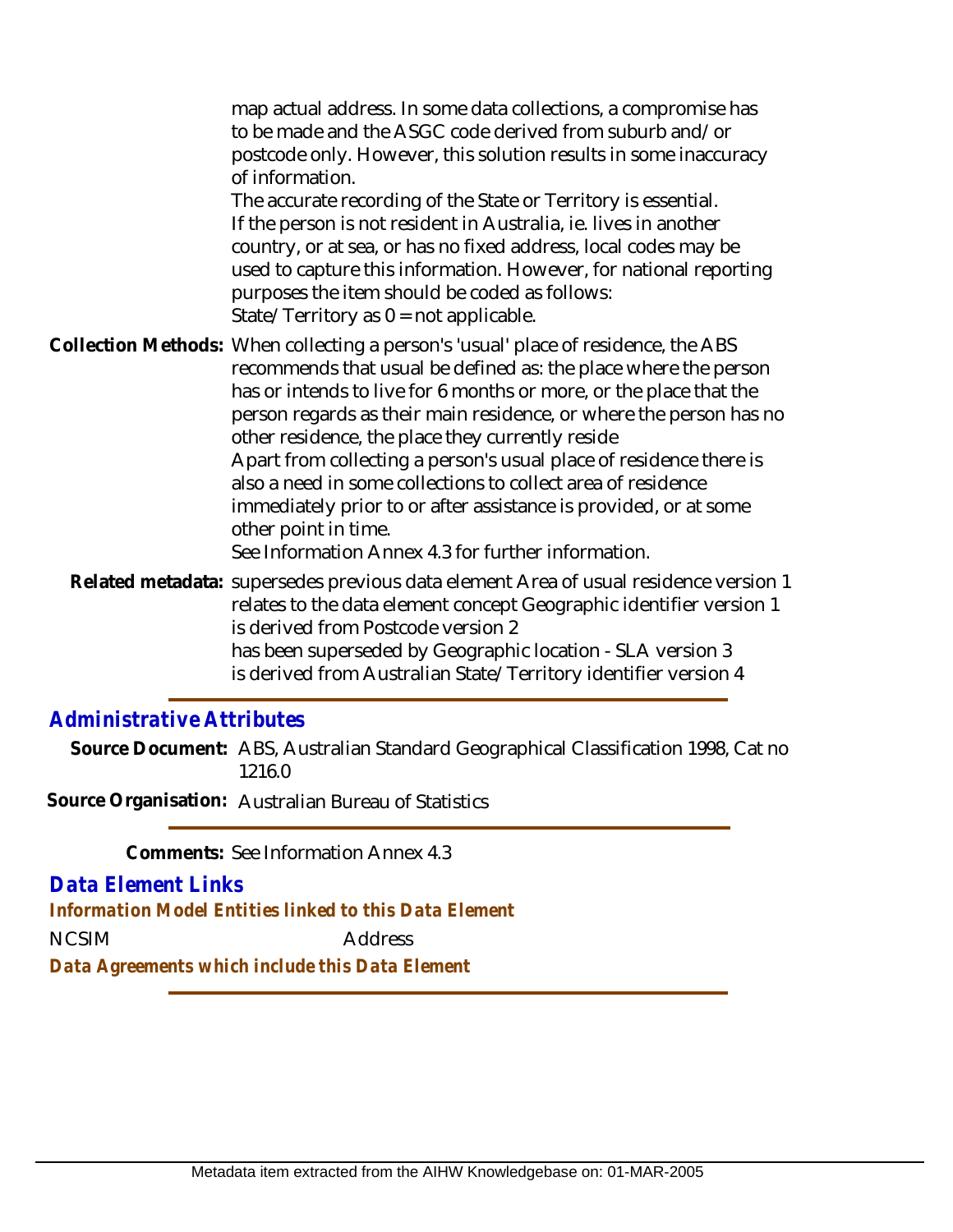map actual address. In some data collections, a compromise has to be made and the ASGC code derived from suburb and/or postcode only. However, this solution results in some inaccuracy of information.
The accurate recording of the State or Territory is essential. If the person is not resident in Australia, ie. lives in another country, or at sea, or has no fixed address, local codes may be used to capture this information. However, for national reporting purposes the item should be coded as follows:
State/Territory as 0 = not applicable.

**Collection Methods:** When collecting a person's 'usual' place of residence, the ABS recommends that usual be defined as: the place where the person has or intends to live for 6 months or more, or the place that the person regards as their main residence, or where the person has no other residence, the place they currently reside
Apart from collecting a person's usual place of residence there is also a need in some collections to collect area of residence immediately prior to or after assistance is provided, or at some other point in time.
See Information Annex 4.3 for further information.

**Related metadata:** supersedes previous data element Area of usual residence version 1
relates to the data element concept Geographic identifier version 1
is derived from Postcode version 2
has been superseded by Geographic location - SLA version 3
is derived from Australian State/Territory identifier version 4

## *Administrative Attributes*

**Source Document:** ABS, Australian Standard Geographical Classification 1998, Cat no 1216.0

**Source Organisation:** Australian Bureau of Statistics

**Comments:** See Information Annex 4.3

## *Data Element Links*

***Information Model Entities linked to this Data Element***

NCSIM Address

***Data Agreements which include this Data Element***

Metadata item extracted from the AIHW Knowledgebase on: 01-MAR-2005